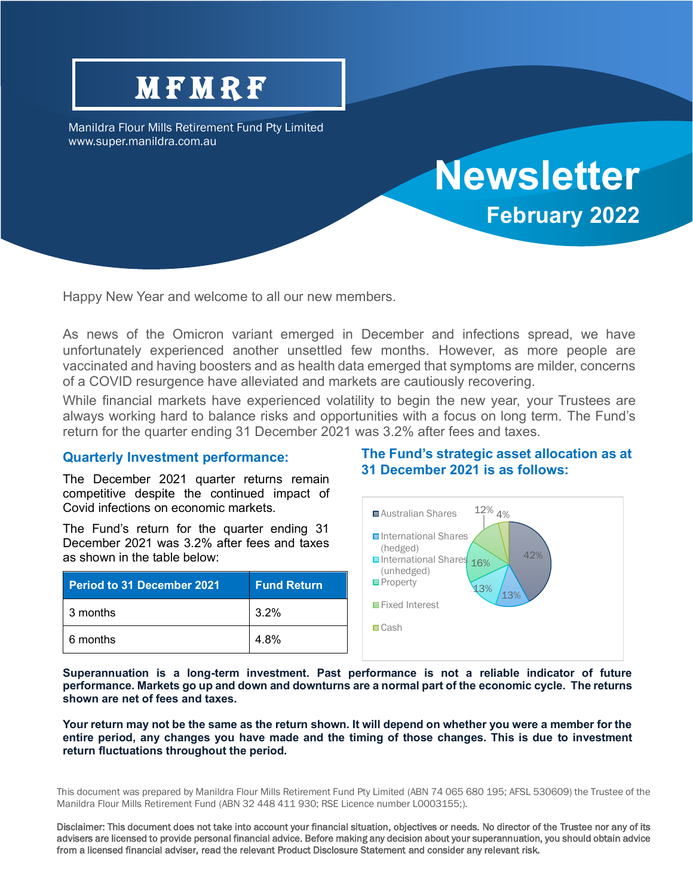# MFMRF

Manildra Flour Mills Retirement Fund Pty Limited
www.super.manildra.com.au

# Newsletter

## February 2022

Happy New Year and welcome to all our new members.

As news of the Omicron variant emerged in December and infections spread, we have unfortunately experienced another unsettled few months. However, as more people are vaccinated and having boosters and as health data emerged that symptoms are milder, concerns of a COVID resurgence have alleviated and markets are cautiously recovering.

While financial markets have experienced volatility to begin the new year, your Trustees are always working hard to balance risks and opportunities with a focus on long term. The Fund's return for the quarter ending 31 December 2021 was 3.2% after fees and taxes.

### Quarterly Investment performance:

The December 2021 quarter returns remain competitive despite the continued impact of Covid infections on economic markets.

The Fund's return for the quarter ending 31 December 2021 was 3.2% after fees and taxes as shown in the table below:

| Period to 31 December 2021 | Fund Return |
|---|---|
| 3 months | 3.2% |
| 6 months | 4.8% |

### The Fund's strategic asset allocation as at 31 December 2021 is as follows:

| Asset class | Allocation |
|---|---|
| Australian Shares | 42% |
| International Shares (hedged) | 13% |
| International Shares (unhedged) | 13% |
| Property | 16% |
| Fixed Interest | 12% |
| Cash | 4% |

**Superannuation is a long-term investment. Past performance is not a reliable indicator of future performance. Markets go up and down and downturns are a normal part of the economic cycle. The returns shown are net of fees and taxes.**

**Your return may not be the same as the return shown. It will depend on whether you were a member for the entire period, any changes you have made and the timing of those changes. This is due to investment return fluctuations throughout the period.**

This document was prepared by Manildra Flour Mills Retirement Fund Pty Limited (ABN 74 065 680 195; AFSL 530609) the Trustee of the Manildra Flour Mills Retirement Fund (ABN 32 448 411 930; RSE Licence number L0003155;).

Disclaimer: This document does not take into account your financial situation, objectives or needs. No director of the Trustee nor any of its advisers are licensed to provide personal financial advice. Before making any decision about your superannuation, you should obtain advice from a licensed financial adviser, read the relevant Product Disclosure Statement and consider any relevant risk.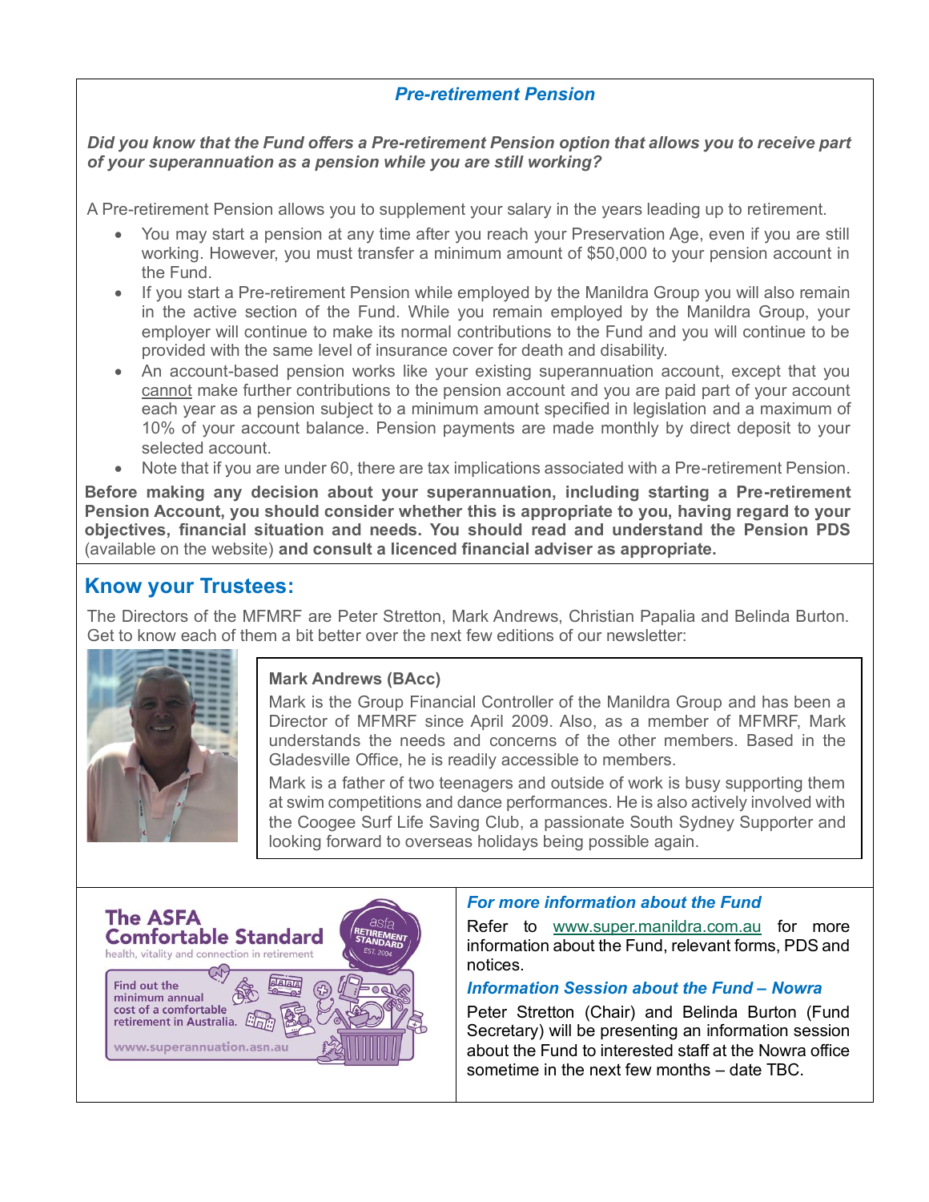## *Pre-retirement Pension*

***Did you know that the Fund offers a Pre-retirement Pension option that allows you to receive part of your superannuation as a pension while you are still working?***

A Pre-retirement Pension allows you to supplement your salary in the years leading up to retirement.

- You may start a pension at any time after you reach your Preservation Age, even if you are still working. However, you must transfer a minimum amount of $50,000 to your pension account in the Fund.
- If you start a Pre-retirement Pension while employed by the Manildra Group you will also remain in the active section of the Fund. While you remain employed by the Manildra Group, your employer will continue to make its normal contributions to the Fund and you will continue to be provided with the same level of insurance cover for death and disability.
- An account-based pension works like your existing superannuation account, except that you cannot make further contributions to the pension account and you are paid part of your account each year as a pension subject to a minimum amount specified in legislation and a maximum of 10% of your account balance. Pension payments are made monthly by direct deposit to your selected account.
- Note that if you are under 60, there are tax implications associated with a Pre-retirement Pension.

**Before making any decision about your superannuation, including starting a Pre-retirement Pension Account, you should consider whether this is appropriate to you, having regard to your objectives, financial situation and needs. You should read and understand the Pension PDS** (available on the website) **and consult a licenced financial adviser as appropriate.**

## Know your Trustees:

The Directors of the MFMRF are Peter Stretton, Mark Andrews, Christian Papalia and Belinda Burton. Get to know each of them a bit better over the next few editions of our newsletter:

**Mark Andrews (BAcc)**

Mark is the Group Financial Controller of the Manildra Group and has been a Director of MFMRF since April 2009. Also, as a member of MFMRF, Mark understands the needs and concerns of the other members. Based in the Gladesville Office, he is readily accessible to members.

Mark is a father of two teenagers and outside of work is busy supporting them at swim competitions and dance performances. He is also actively involved with the Coogee Surf Life Saving Club, a passionate South Sydney Supporter and looking forward to overseas holidays being possible again.

The ASFA Comfortable Standard

health, vitality and connection in retirement

asfa RETIREMENT STANDARD EST. 2004

Find out the minimum annual cost of a comfortable retirement in Australia.

www.superannuation.asn.au

### *For more information about the Fund*

Refer to www.super.manildra.com.au for more information about the Fund, relevant forms, PDS and notices.

### *Information Session about the Fund – Nowra*

Peter Stretton (Chair) and Belinda Burton (Fund Secretary) will be presenting an information session about the Fund to interested staff at the Nowra office sometime in the next few months – date TBC.